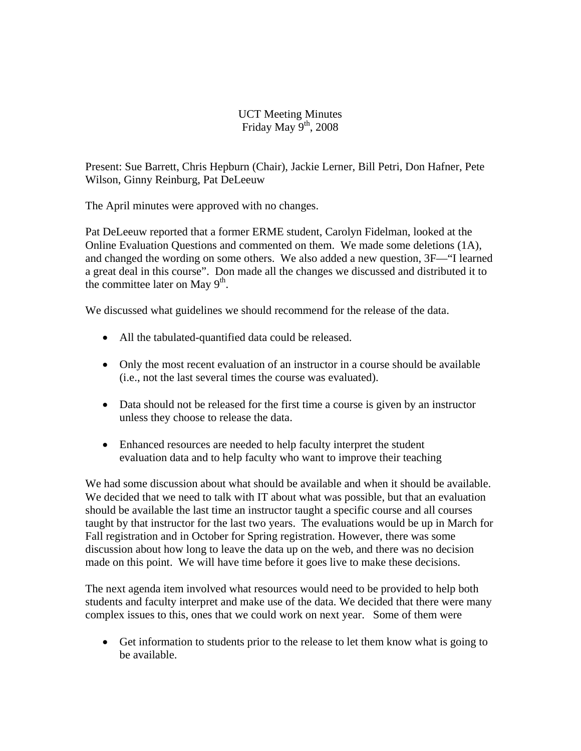UCT Meeting Minutes
Friday May 9th, 2008

Present: Sue Barrett, Chris Hepburn (Chair), Jackie Lerner, Bill Petri, Don Hafner, Pete Wilson, Ginny Reinburg, Pat DeLeeuw

The April minutes were approved with no changes.

Pat DeLeeuw reported that a former ERME student, Carolyn Fidelman, looked at the Online Evaluation Questions and commented on them. We made some deletions (1A), and changed the wording on some others. We also added a new question, 3F—"I learned a great deal in this course". Don made all the changes we discussed and distributed it to the committee later on May 9th.

We discussed what guidelines we should recommend for the release of the data.

- All the tabulated-quantified data could be released.
- Only the most recent evaluation of an instructor in a course should be available (i.e., not the last several times the course was evaluated).
- Data should not be released for the first time a course is given by an instructor unless they choose to release the data.
- Enhanced resources are needed to help faculty interpret the student evaluation data and to help faculty who want to improve their teaching

We had some discussion about what should be available and when it should be available. We decided that we need to talk with IT about what was possible, but that an evaluation should be available the last time an instructor taught a specific course and all courses taught by that instructor for the last two years. The evaluations would be up in March for Fall registration and in October for Spring registration. However, there was some discussion about how long to leave the data up on the web, and there was no decision made on this point. We will have time before it goes live to make these decisions.

The next agenda item involved what resources would need to be provided to help both students and faculty interpret and make use of the data. We decided that there were many complex issues to this, ones that we could work on next year. Some of them were

- Get information to students prior to the release to let them know what is going to be available.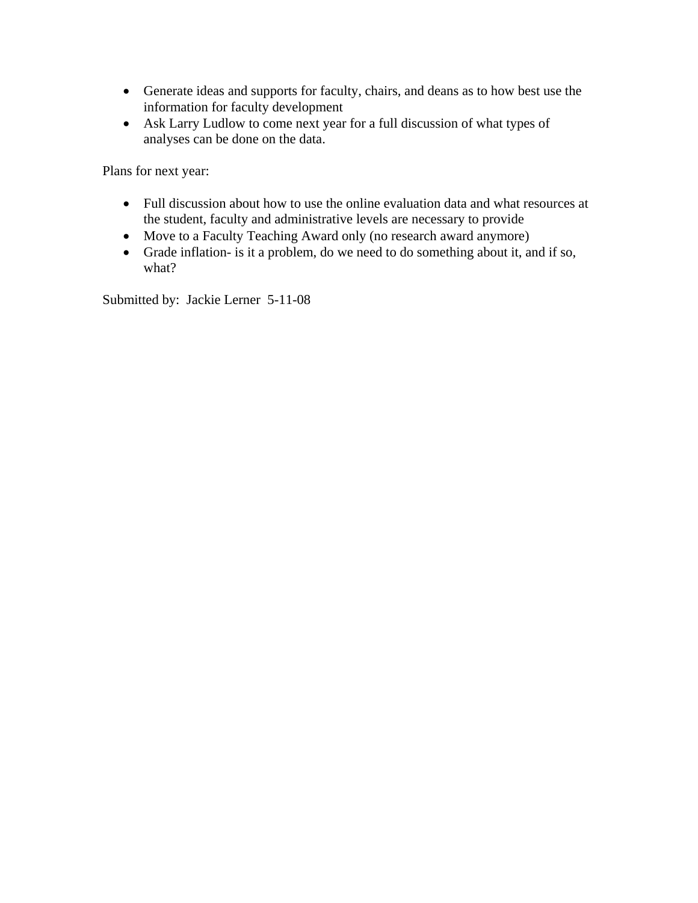- Generate ideas and supports for faculty, chairs, and deans as to how best use the information for faculty development
- Ask Larry Ludlow to come next year for a full discussion of what types of analyses can be done on the data.

Plans for next year:

- Full discussion about how to use the online evaluation data and what resources at the student, faculty and administrative levels are necessary to provide
- Move to a Faculty Teaching Award only (no research award anymore)
- Grade inflation- is it a problem, do we need to do something about it, and if so, what?

Submitted by: Jackie Lerner 5-11-08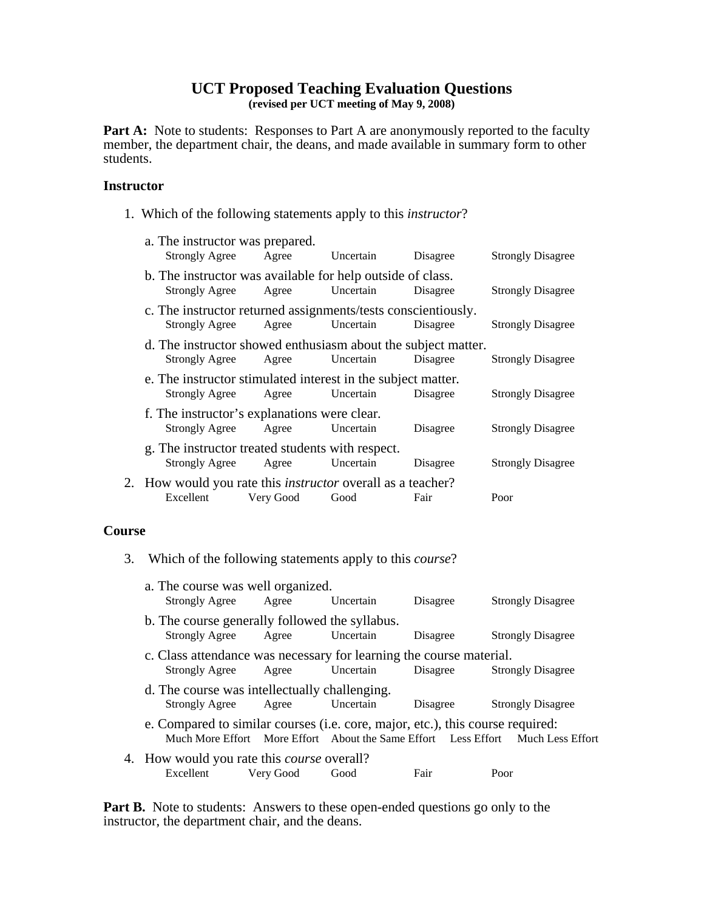# UCT Proposed Teaching Evaluation Questions

**(revised per UCT meeting of May 9, 2008)**

**Part A:** Note to students: Responses to Part A are anonymously reported to the faculty member, the department chair, the deans, and made available in summary form to other students.

### Instructor

1. Which of the following statements apply to this *instructor*?

   a. The instructor was prepared.
   Strongly Agree   Agree   Uncertain   Disagree   Strongly Disagree

   b. The instructor was available for help outside of class.
   Strongly Agree   Agree   Uncertain   Disagree   Strongly Disagree

   c. The instructor returned assignments/tests conscientiously.
   Strongly Agree   Agree   Uncertain   Disagree   Strongly Disagree

   d. The instructor showed enthusiasm about the subject matter.
   Strongly Agree   Agree   Uncertain   Disagree   Strongly Disagree

   e. The instructor stimulated interest in the subject matter.
   Strongly Agree   Agree   Uncertain   Disagree   Strongly Disagree

   f. The instructor's explanations were clear.
   Strongly Agree   Agree   Uncertain   Disagree   Strongly Disagree

   g. The instructor treated students with respect.
   Strongly Agree   Agree   Uncertain   Disagree   Strongly Disagree

2. How would you rate this *instructor* overall as a teacher?
   Excellent   Very Good   Good   Fair   Poor

### Course

3. Which of the following statements apply to this *course*?

   a. The course was well organized.
   Strongly Agree   Agree   Uncertain   Disagree   Strongly Disagree

   b. The course generally followed the syllabus.
   Strongly Agree   Agree   Uncertain   Disagree   Strongly Disagree

   c. Class attendance was necessary for learning the course material.
   Strongly Agree   Agree   Uncertain   Disagree   Strongly Disagree

   d. The course was intellectually challenging.
   Strongly Agree   Agree   Uncertain   Disagree   Strongly Disagree

   e. Compared to similar courses (i.e. core, major, etc.), this course required:
   Much More Effort   More Effort   About the Same Effort   Less Effort   Much Less Effort

4. How would you rate this *course* overall?
   Excellent   Very Good   Good   Fair   Poor

**Part B.** Note to students: Answers to these open-ended questions go only to the instructor, the department chair, and the deans.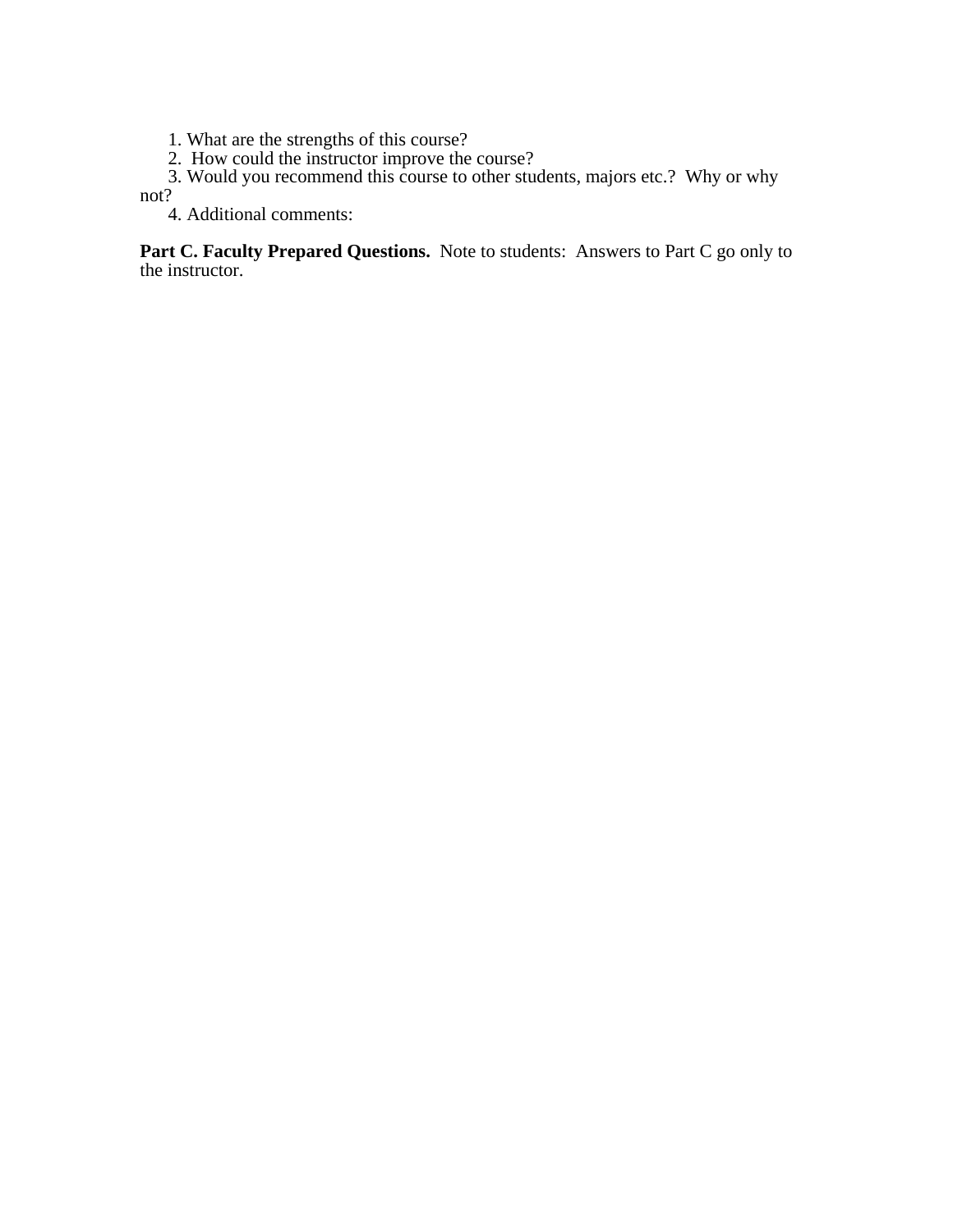1. What are the strengths of this course?
2. How could the instructor improve the course?
3. Would you recommend this course to other students, majors etc.? Why or why not?
4. Additional comments:

**Part C. Faculty Prepared Questions.** Note to students: Answers to Part C go only to the instructor.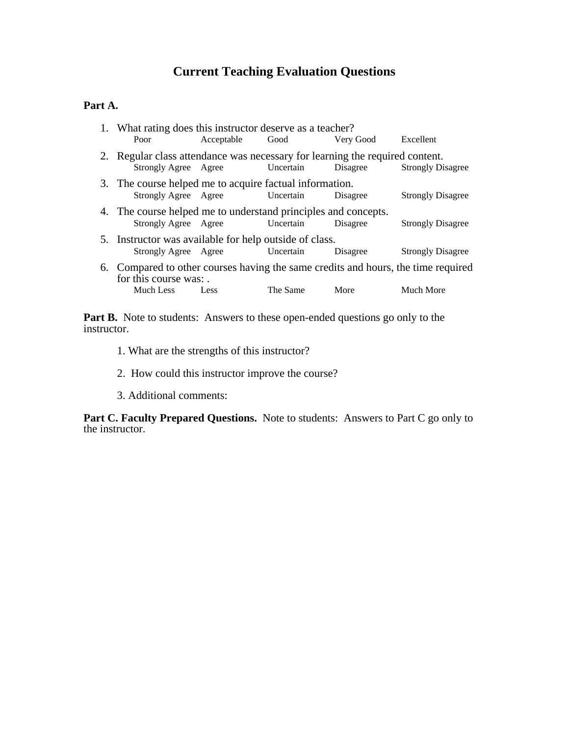# Current Teaching Evaluation Questions

**Part A.**

1. What rating does this instructor deserve as a teacher?

   Poor  Acceptable  Good  Very Good  Excellent

2. Regular class attendance was necessary for learning the required content.

   Strongly Agree  Agree  Uncertain  Disagree  Strongly Disagree

3. The course helped me to acquire factual information.

   Strongly Agree  Agree  Uncertain  Disagree  Strongly Disagree

4. The course helped me to understand principles and concepts.

   Strongly Agree  Agree  Uncertain  Disagree  Strongly Disagree

5. Instructor was available for help outside of class.

   Strongly Agree  Agree  Uncertain  Disagree  Strongly Disagree

6. Compared to other courses having the same credits and hours, the time required for this course was: .

   Much Less  Less  The Same  More  Much More

**Part B.** Note to students: Answers to these open-ended questions go only to the instructor.

1. What are the strengths of this instructor?

2. How could this instructor improve the course?

3. Additional comments:

**Part C. Faculty Prepared Questions.** Note to students: Answers to Part C go only to the instructor.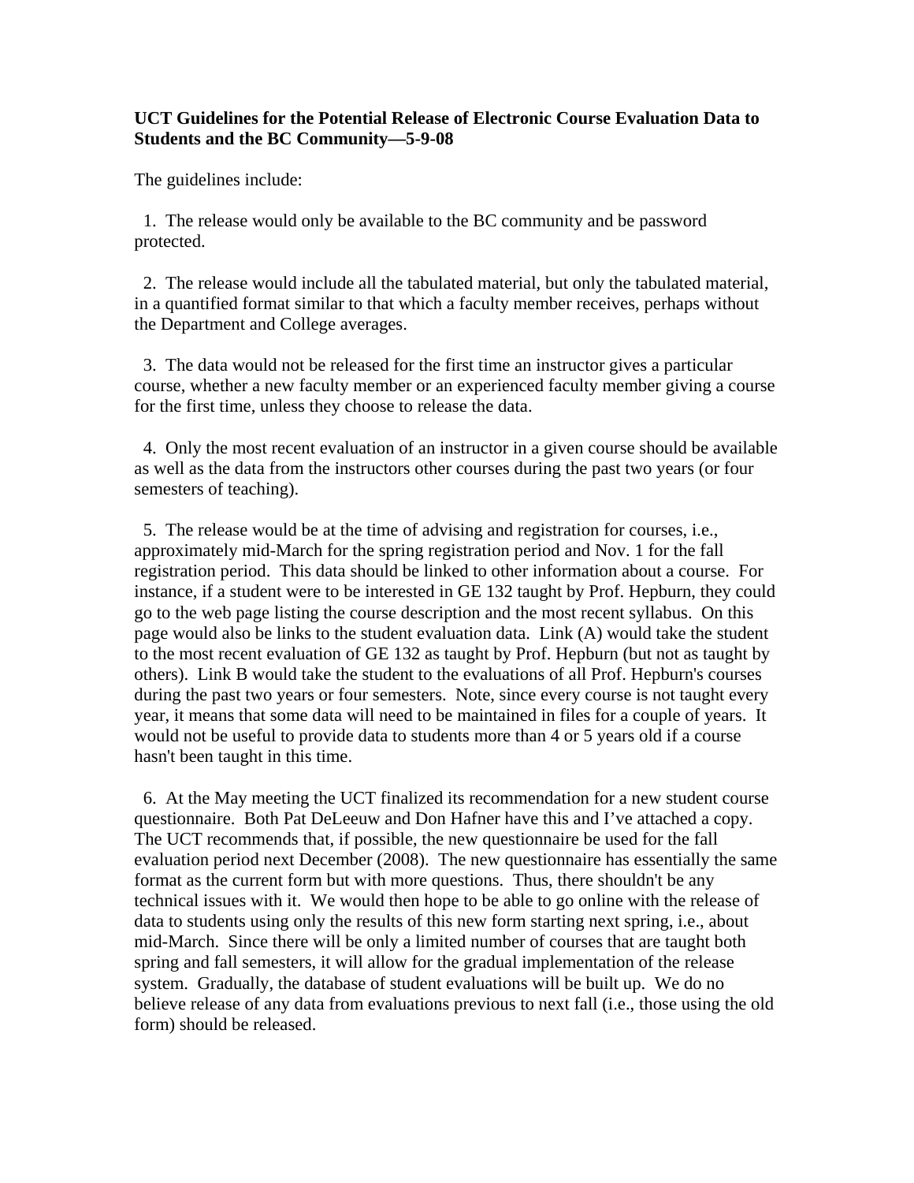**UCT Guidelines for the Potential Release of Electronic Course Evaluation Data to Students and the BC Community—5-9-08**

The guidelines include:

1. The release would only be available to the BC community and be password protected.

2. The release would include all the tabulated material, but only the tabulated material, in a quantified format similar to that which a faculty member receives, perhaps without the Department and College averages.

3. The data would not be released for the first time an instructor gives a particular course, whether a new faculty member or an experienced faculty member giving a course for the first time, unless they choose to release the data.

4. Only the most recent evaluation of an instructor in a given course should be available as well as the data from the instructors other courses during the past two years (or four semesters of teaching).

5. The release would be at the time of advising and registration for courses, i.e., approximately mid-March for the spring registration period and Nov. 1 for the fall registration period. This data should be linked to other information about a course. For instance, if a student were to be interested in GE 132 taught by Prof. Hepburn, they could go to the web page listing the course description and the most recent syllabus. On this page would also be links to the student evaluation data. Link (A) would take the student to the most recent evaluation of GE 132 as taught by Prof. Hepburn (but not as taught by others). Link B would take the student to the evaluations of all Prof. Hepburn's courses during the past two years or four semesters. Note, since every course is not taught every year, it means that some data will need to be maintained in files for a couple of years. It would not be useful to provide data to students more than 4 or 5 years old if a course hasn't been taught in this time.

6. At the May meeting the UCT finalized its recommendation for a new student course questionnaire. Both Pat DeLeeuw and Don Hafner have this and I've attached a copy. The UCT recommends that, if possible, the new questionnaire be used for the fall evaluation period next December (2008). The new questionnaire has essentially the same format as the current form but with more questions. Thus, there shouldn't be any technical issues with it. We would then hope to be able to go online with the release of data to students using only the results of this new form starting next spring, i.e., about mid-March. Since there will be only a limited number of courses that are taught both spring and fall semesters, it will allow for the gradual implementation of the release system. Gradually, the database of student evaluations will be built up. We do no believe release of any data from evaluations previous to next fall (i.e., those using the old form) should be released.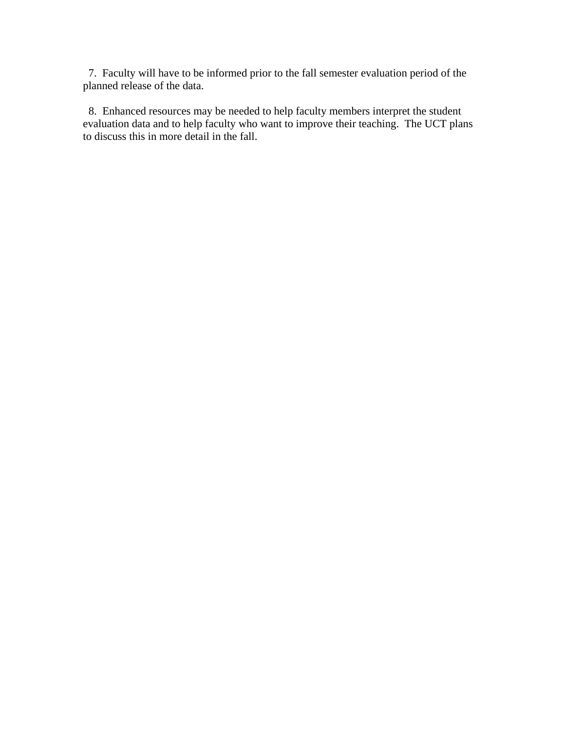7. Faculty will have to be informed prior to the fall semester evaluation period of the planned release of the data.

8. Enhanced resources may be needed to help faculty members interpret the student evaluation data and to help faculty who want to improve their teaching. The UCT plans to discuss this in more detail in the fall.